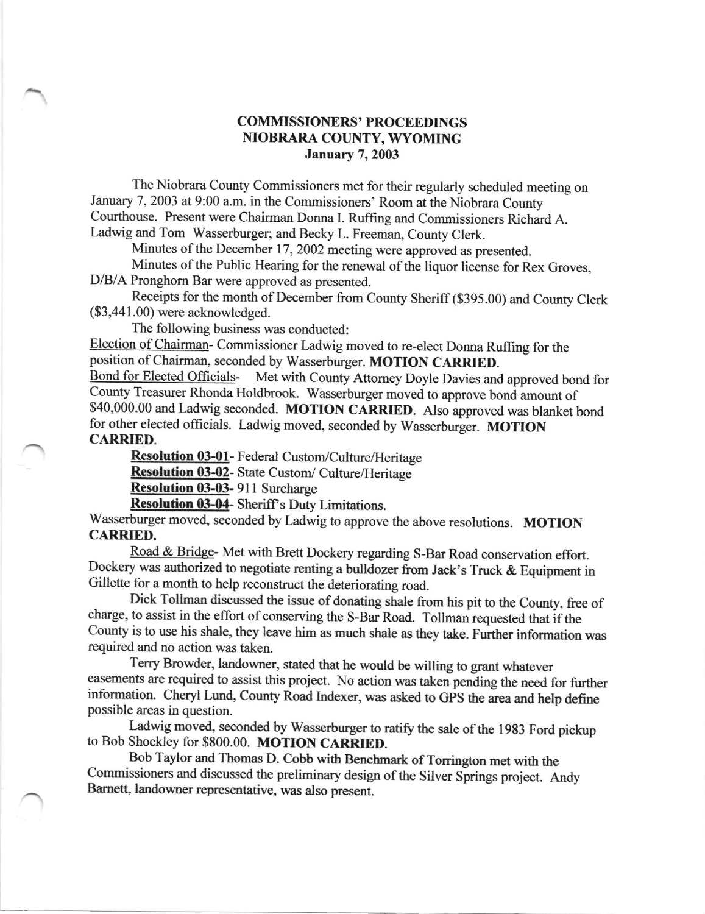**COMMISSIONERS' PROCEEDINGS**
**NIOBRARA COUNTY, WYOMING**
**January 7, 2003**

The Niobrara County Commissioners met for their regularly scheduled meeting on January 7, 2003 at 9:00 a.m. in the Commissioners' Room at the Niobrara County Courthouse. Present were Chairman Donna I. Ruffing and Commissioners Richard A. Ladwig and Tom Wasserburger; and Becky L. Freeman, County Clerk.

Minutes of the December 17, 2002 meeting were approved as presented.

Minutes of the Public Hearing for the renewal of the liquor license for Rex Groves, D/B/A Pronghorn Bar were approved as presented.

Receipts for the month of December from County Sheriff ($395.00) and County Clerk ($3,441.00) were acknowledged.

The following business was conducted:

Election of Chairman- Commissioner Ladwig moved to re-elect Donna Ruffing for the position of Chairman, seconded by Wasserburger. **MOTION CARRIED.**

Bond for Elected Officials- Met with County Attorney Doyle Davies and approved bond for County Treasurer Rhonda Holdbrook. Wasserburger moved to approve bond amount of $40,000.00 and Ladwig seconded. **MOTION CARRIED.** Also approved was blanket bond for other elected officials. Ladwig moved, seconded by Wasserburger. **MOTION CARRIED.**

**Resolution 03-01**- Federal Custom/Culture/Heritage

**Resolution 03-02**- State Custom/ Culture/Heritage

**Resolution 03-03**- 911 Surcharge

**Resolution 03-04**- Sheriff's Duty Limitations.

Wasserburger moved, seconded by Ladwig to approve the above resolutions. **MOTION CARRIED.**

Road & Bridge- Met with Brett Dockery regarding S-Bar Road conservation effort. Dockery was authorized to negotiate renting a bulldozer from Jack's Truck & Equipment in Gillette for a month to help reconstruct the deteriorating road.

Dick Tollman discussed the issue of donating shale from his pit to the County, free of charge, to assist in the effort of conserving the S-Bar Road. Tollman requested that if the County is to use his shale, they leave him as much shale as they take. Further information was required and no action was taken.

Terry Browder, landowner, stated that he would be willing to grant whatever easements are required to assist this project. No action was taken pending the need for further information. Cheryl Lund, County Road Indexer, was asked to GPS the area and help define possible areas in question.

Ladwig moved, seconded by Wasserburger to ratify the sale of the 1983 Ford pickup to Bob Shockley for $800.00. **MOTION CARRIED.**

Bob Taylor and Thomas D. Cobb with Benchmark of Torrington met with the Commissioners and discussed the preliminary design of the Silver Springs project. Andy Barnett, landowner representative, was also present.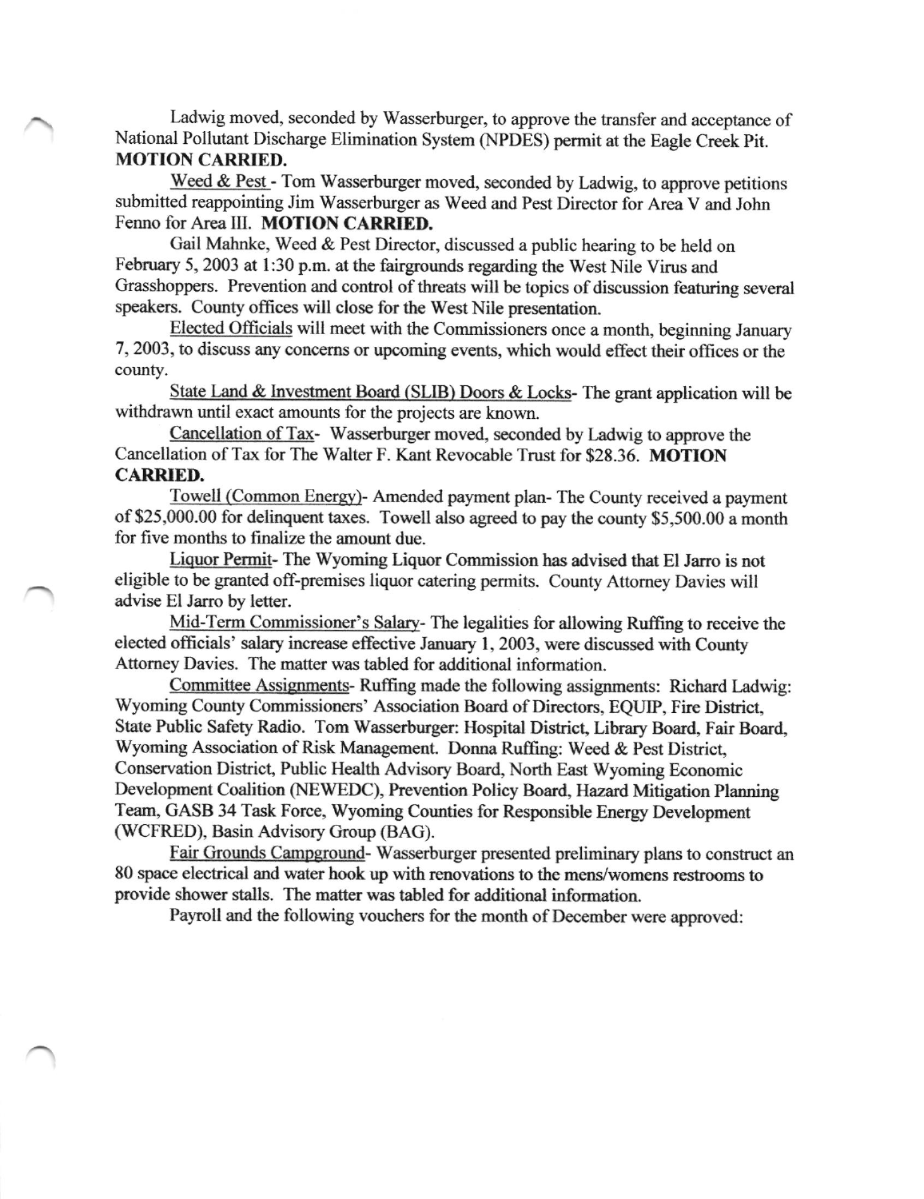Ladwig moved, seconded by Wasserburger, to approve the transfer and acceptance of National Pollutant Discharge Elimination System (NPDES) permit at the Eagle Creek Pit. **MOTION CARRIED.**

<u>Weed & Pest</u> - Tom Wasserburger moved, seconded by Ladwig, to approve petitions submitted reappointing Jim Wasserburger as Weed and Pest Director for Area V and John Fenno for Area III. **MOTION CARRIED.**

Gail Mahnke, Weed & Pest Director, discussed a public hearing to be held on February 5, 2003 at 1:30 p.m. at the fairgrounds regarding the West Nile Virus and Grasshoppers. Prevention and control of threats will be topics of discussion featuring several speakers. County offices will close for the West Nile presentation.

<u>Elected Officials</u> will meet with the Commissioners once a month, beginning January 7, 2003, to discuss any concerns or upcoming events, which would effect their offices or the county.

<u>State Land & Investment Board (SLIB) Doors & Locks</u>- The grant application will be withdrawn until exact amounts for the projects are known.

<u>Cancellation of Tax</u>- Wasserburger moved, seconded by Ladwig to approve the Cancellation of Tax for The Walter F. Kant Revocable Trust for $28.36. **MOTION CARRIED.**

<u>Towell (Common Energy)</u>- Amended payment plan- The County received a payment of $25,000.00 for delinquent taxes. Towell also agreed to pay the county $5,500.00 a month for five months to finalize the amount due.

<u>Liquor Permit</u>- The Wyoming Liquor Commission has advised that El Jarro is not eligible to be granted off-premises liquor catering permits. County Attorney Davies will advise El Jarro by letter.

<u>Mid-Term Commissioner's Salary</u>- The legalities for allowing Ruffing to receive the elected officials' salary increase effective January 1, 2003, were discussed with County Attorney Davies. The matter was tabled for additional information.

<u>Committee Assignments</u>- Ruffing made the following assignments: Richard Ladwig: Wyoming County Commissioners' Association Board of Directors, EQUIP, Fire District, State Public Safety Radio. Tom Wasserburger: Hospital District, Library Board, Fair Board, Wyoming Association of Risk Management. Donna Ruffing: Weed & Pest District, Conservation District, Public Health Advisory Board, North East Wyoming Economic Development Coalition (NEWEDC), Prevention Policy Board, Hazard Mitigation Planning Team, GASB 34 Task Force, Wyoming Counties for Responsible Energy Development (WCFRED), Basin Advisory Group (BAG).

<u>Fair Grounds Campground</u>- Wasserburger presented preliminary plans to construct an 80 space electrical and water hook up with renovations to the mens/womens restrooms to provide shower stalls. The matter was tabled for additional information.

Payroll and the following vouchers for the month of December were approved: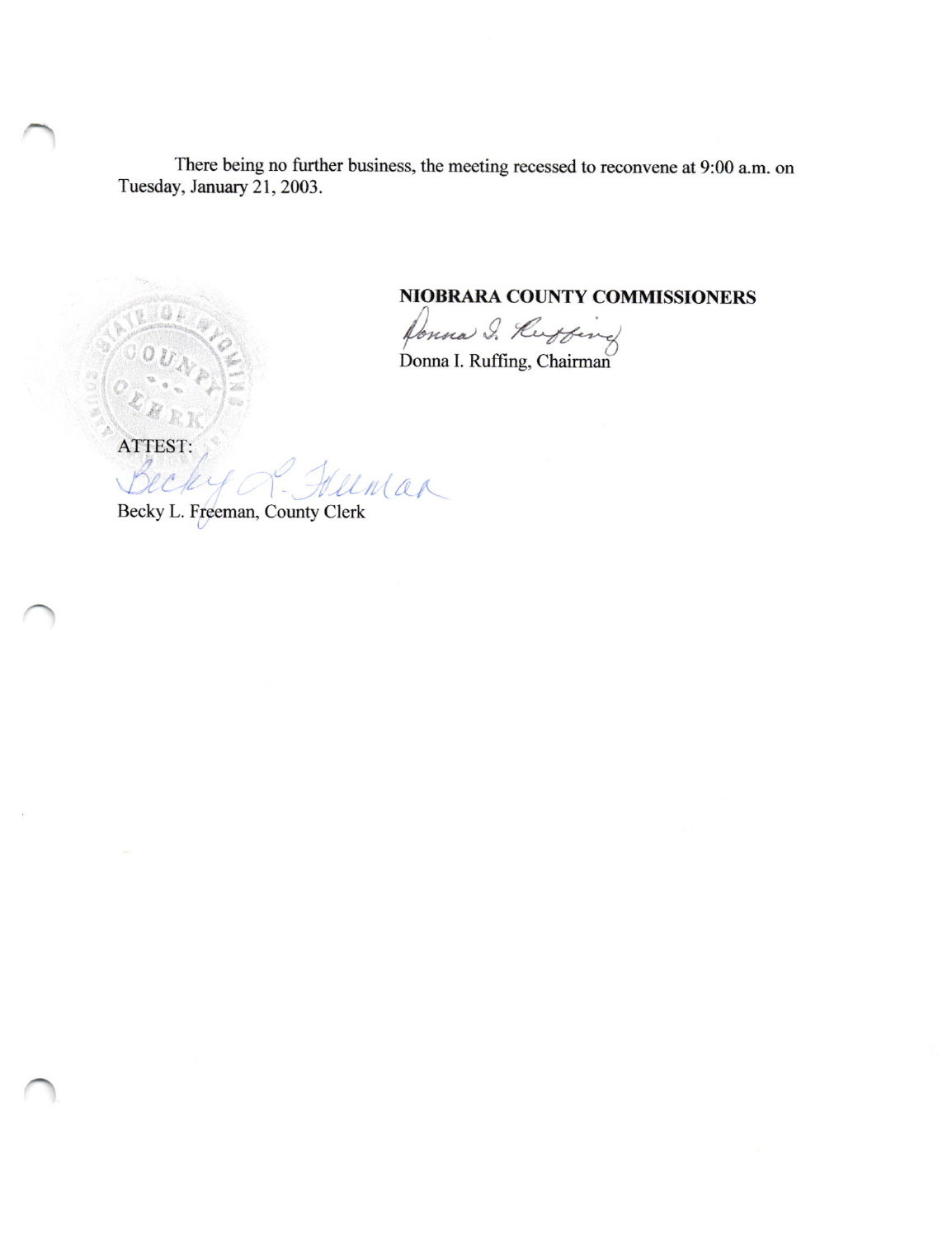There being no further business, the meeting recessed to reconvene at 9:00 a.m. on Tuesday, January 21, 2003.

**NIOBRARA COUNTY COMMISSIONERS**

Donna I. Ruffing

Donna I. Ruffing, Chairman

ATTEST:

Becky L. Freeman

Becky L. Freeman, County Clerk